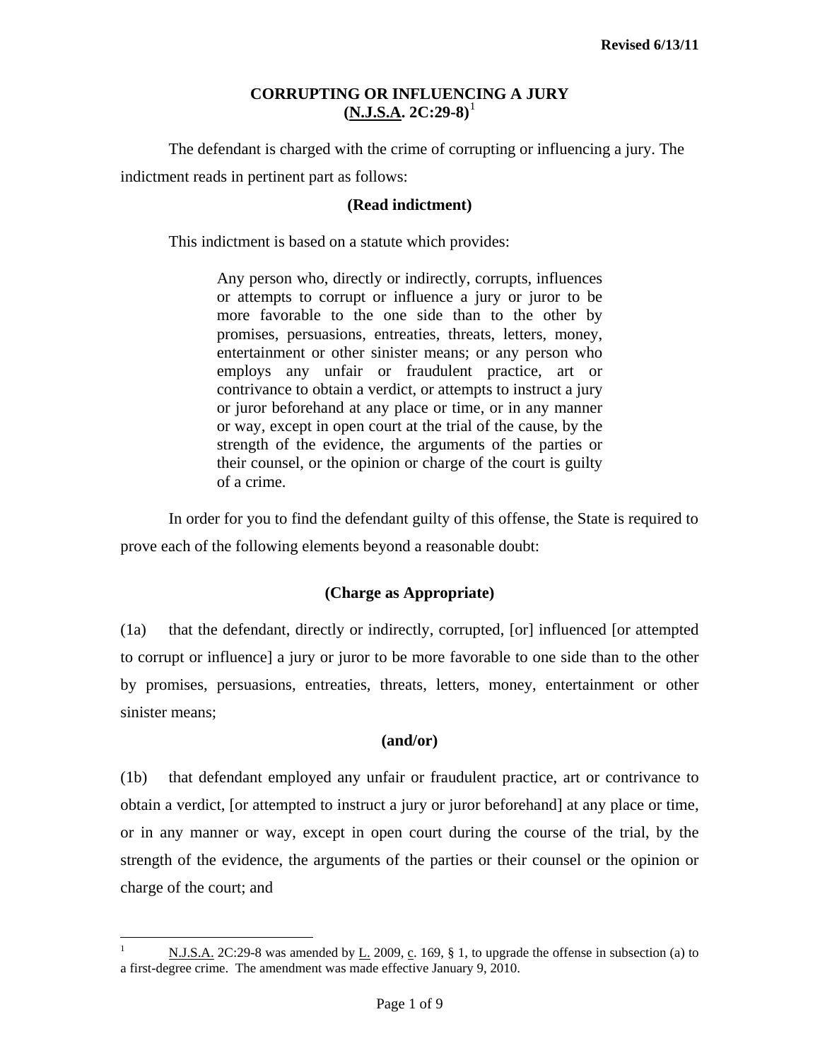**Revised 6/13/11**

# CORRUPTING OR INFLUENCING A JURY (N.J.S.A. 2C:29-8)[1]

The defendant is charged with the crime of corrupting or influencing a jury. The indictment reads in pertinent part as follows:

**(Read indictment)**

This indictment is based on a statute which provides:

> Any person who, directly or indirectly, corrupts, influences or attempts to corrupt or influence a jury or juror to be more favorable to the one side than to the other by promises, persuasions, entreaties, threats, letters, money, entertainment or other sinister means; or any person who employs any unfair or fraudulent practice, art or contrivance to obtain a verdict, or attempts to instruct a jury or juror beforehand at any place or time, or in any manner or way, except in open court at the trial of the cause, by the strength of the evidence, the arguments of the parties or their counsel, or the opinion or charge of the court is guilty of a crime.

In order for you to find the defendant guilty of this offense, the State is required to prove each of the following elements beyond a reasonable doubt:

**(Charge as Appropriate)**

(1a) that the defendant, directly or indirectly, corrupted, [or] influenced [or attempted to corrupt or influence] a jury or juror to be more favorable to one side than to the other by promises, persuasions, entreaties, threats, letters, money, entertainment or other sinister means;

**(and/or)**

(1b) that defendant employed any unfair or fraudulent practice, art or contrivance to obtain a verdict, [or attempted to instruct a jury or juror beforehand] at any place or time, or in any manner or way, except in open court during the course of the trial, by the strength of the evidence, the arguments of the parties or their counsel or the opinion or charge of the court; and

---

[1] N.J.S.A. 2C:29-8 was amended by L. 2009, c. 169, § 1, to upgrade the offense in subsection (a) to a first-degree crime. The amendment was made effective January 9, 2010.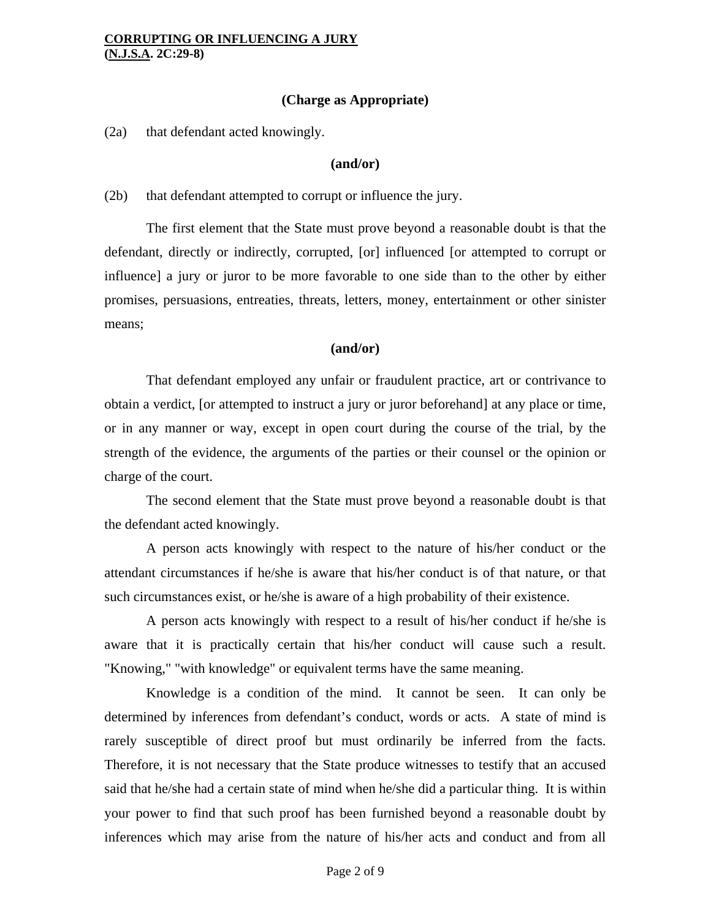**(Charge as Appropriate)**

(2a) that defendant acted knowingly.

**(and/or)**

(2b) that defendant attempted to corrupt or influence the jury.

The first element that the State must prove beyond a reasonable doubt is that the defendant, directly or indirectly, corrupted, [or] influenced [or attempted to corrupt or influence] a jury or juror to be more favorable to one side than to the other by either promises, persuasions, entreaties, threats, letters, money, entertainment or other sinister means;

**(and/or)**

That defendant employed any unfair or fraudulent practice, art or contrivance to obtain a verdict, [or attempted to instruct a jury or juror beforehand] at any place or time, or in any manner or way, except in open court during the course of the trial, by the strength of the evidence, the arguments of the parties or their counsel or the opinion or charge of the court.

The second element that the State must prove beyond a reasonable doubt is that the defendant acted knowingly.

A person acts knowingly with respect to the nature of his/her conduct or the attendant circumstances if he/she is aware that his/her conduct is of that nature, or that such circumstances exist, or he/she is aware of a high probability of their existence.

A person acts knowingly with respect to a result of his/her conduct if he/she is aware that it is practically certain that his/her conduct will cause such a result. "Knowing," "with knowledge" or equivalent terms have the same meaning.

Knowledge is a condition of the mind. It cannot be seen. It can only be determined by inferences from defendant's conduct, words or acts. A state of mind is rarely susceptible of direct proof but must ordinarily be inferred from the facts. Therefore, it is not necessary that the State produce witnesses to testify that an accused said that he/she had a certain state of mind when he/she did a particular thing. It is within your power to find that such proof has been furnished beyond a reasonable doubt by inferences which may arise from the nature of his/her acts and conduct and from all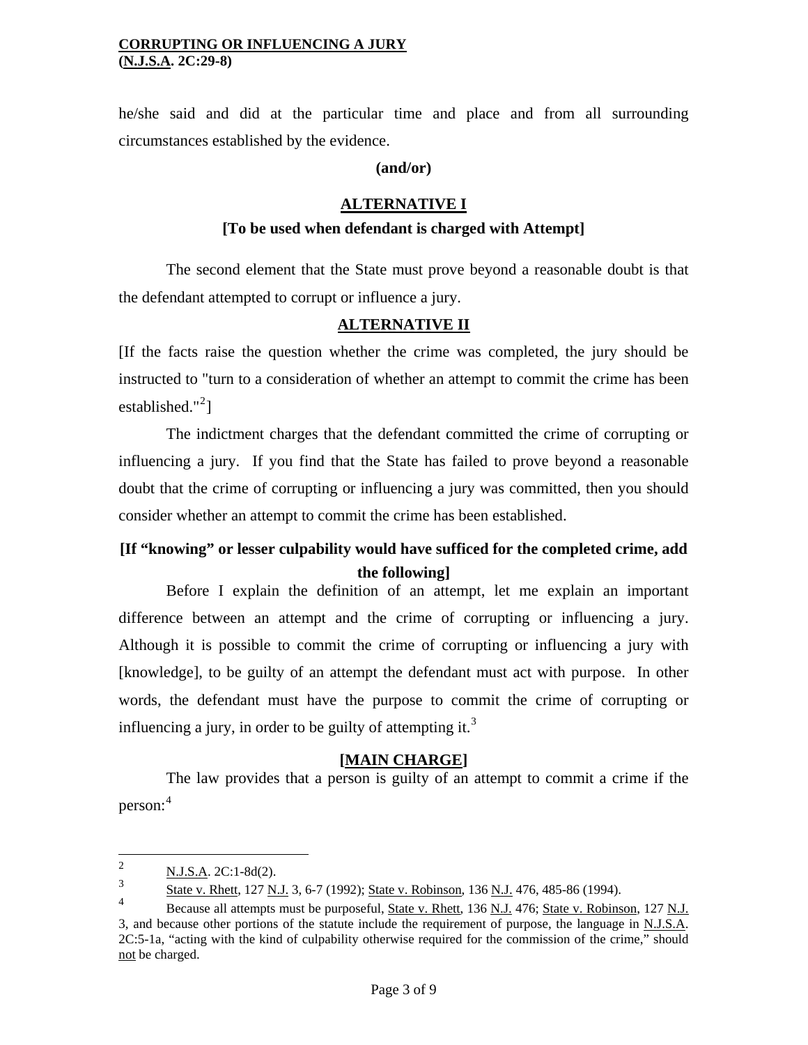he/she said and did at the particular time and place and from all surrounding circumstances established by the evidence.

**(and/or)**

## ALTERNATIVE I

**[To be used when defendant is charged with Attempt]**

The second element that the State must prove beyond a reasonable doubt is that the defendant attempted to corrupt or influence a jury.

## ALTERNATIVE II

[If the facts raise the question whether the crime was completed, the jury should be instructed to "turn to a consideration of whether an attempt to commit the crime has been established."[2]]

The indictment charges that the defendant committed the crime of corrupting or influencing a jury. If you find that the State has failed to prove beyond a reasonable doubt that the crime of corrupting or influencing a jury was committed, then you should consider whether an attempt to commit the crime has been established.

**[If "knowing" or lesser culpability would have sufficed for the completed crime, add the following]**

Before I explain the definition of an attempt, let me explain an important difference between an attempt and the crime of corrupting or influencing a jury. Although it is possible to commit the crime of corrupting or influencing a jury with [knowledge], to be guilty of an attempt the defendant must act with purpose. In other words, the defendant must have the purpose to commit the crime of corrupting or influencing a jury, in order to be guilty of attempting it.[3]

## [MAIN CHARGE]

The law provides that a person is guilty of an attempt to commit a crime if the person:[4]

---

[2] N.J.S.A. 2C:1-8d(2).

[3] State v. Rhett, 127 N.J. 3, 6-7 (1992); State v. Robinson, 136 N.J. 476, 485-86 (1994).

[4] Because all attempts must be purposeful, State v. Rhett, 136 N.J. 476; State v. Robinson, 127 N.J. 3, and because other portions of the statute include the requirement of purpose, the language in N.J.S.A. 2C:5-1a, "acting with the kind of culpability otherwise required for the commission of the crime," should not be charged.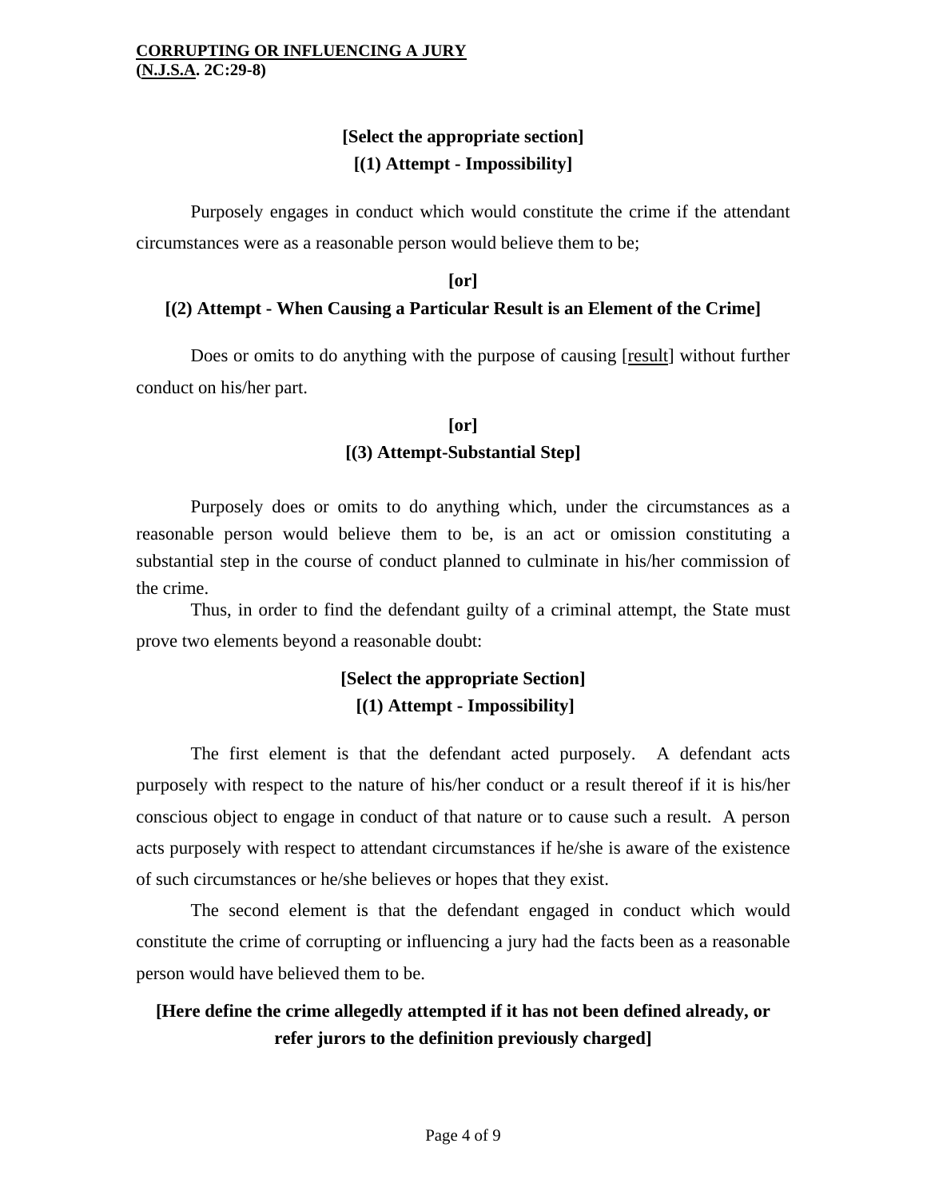**[Select the appropriate section]**
**[(1) Attempt - Impossibility]**

Purposely engages in conduct which would constitute the crime if the attendant circumstances were as a reasonable person would believe them to be;

**[or]**
**[(2) Attempt - When Causing a Particular Result is an Element of the Crime]**

Does or omits to do anything with the purpose of causing [result] without further conduct on his/her part.

**[or]**
**[(3) Attempt-Substantial Step]**

Purposely does or omits to do anything which, under the circumstances as a reasonable person would believe them to be, is an act or omission constituting a substantial step in the course of conduct planned to culminate in his/her commission of the crime.

Thus, in order to find the defendant guilty of a criminal attempt, the State must prove two elements beyond a reasonable doubt:

**[Select the appropriate Section]**
**[(1) Attempt - Impossibility]**

The first element is that the defendant acted purposely. A defendant acts purposely with respect to the nature of his/her conduct or a result thereof if it is his/her conscious object to engage in conduct of that nature or to cause such a result. A person acts purposely with respect to attendant circumstances if he/she is aware of the existence of such circumstances or he/she believes or hopes that they exist.

The second element is that the defendant engaged in conduct which would constitute the crime of corrupting or influencing a jury had the facts been as a reasonable person would have believed them to be.

**[Here define the crime allegedly attempted if it has not been defined already, or refer jurors to the definition previously charged]**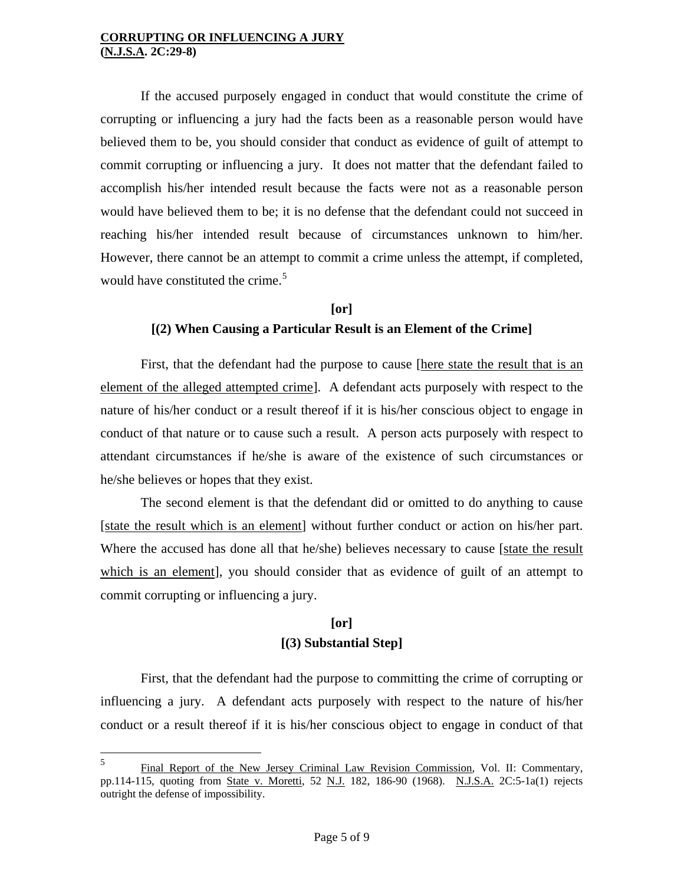If the accused purposely engaged in conduct that would constitute the crime of corrupting or influencing a jury had the facts been as a reasonable person would have believed them to be, you should consider that conduct as evidence of guilt of attempt to commit corrupting or influencing a jury. It does not matter that the defendant failed to accomplish his/her intended result because the facts were not as a reasonable person would have believed them to be; it is no defense that the defendant could not succeed in reaching his/her intended result because of circumstances unknown to him/her. However, there cannot be an attempt to commit a crime unless the attempt, if completed, would have constituted the crime.[5]

**[or]**

**[(2) When Causing a Particular Result is an Element of the Crime]**

First, that the defendant had the purpose to cause [here state the result that is an element of the alleged attempted crime]. A defendant acts purposely with respect to the nature of his/her conduct or a result thereof if it is his/her conscious object to engage in conduct of that nature or to cause such a result. A person acts purposely with respect to attendant circumstances if he/she is aware of the existence of such circumstances or he/she believes or hopes that they exist.

The second element is that the defendant did or omitted to do anything to cause [state the result which is an element] without further conduct or action on his/her part. Where the accused has done all that he/she) believes necessary to cause [state the result which is an element], you should consider that as evidence of guilt of an attempt to commit corrupting or influencing a jury.

**[or]**

**[(3) Substantial Step]**

First, that the defendant had the purpose to committing the crime of corrupting or influencing a jury. A defendant acts purposely with respect to the nature of his/her conduct or a result thereof if it is his/her conscious object to engage in conduct of that

---

[5] Final Report of the New Jersey Criminal Law Revision Commission, Vol. II: Commentary, pp.114-115, quoting from State v. Moretti, 52 N.J. 182, 186-90 (1968). N.J.S.A. 2C:5-1a(1) rejects outright the defense of impossibility.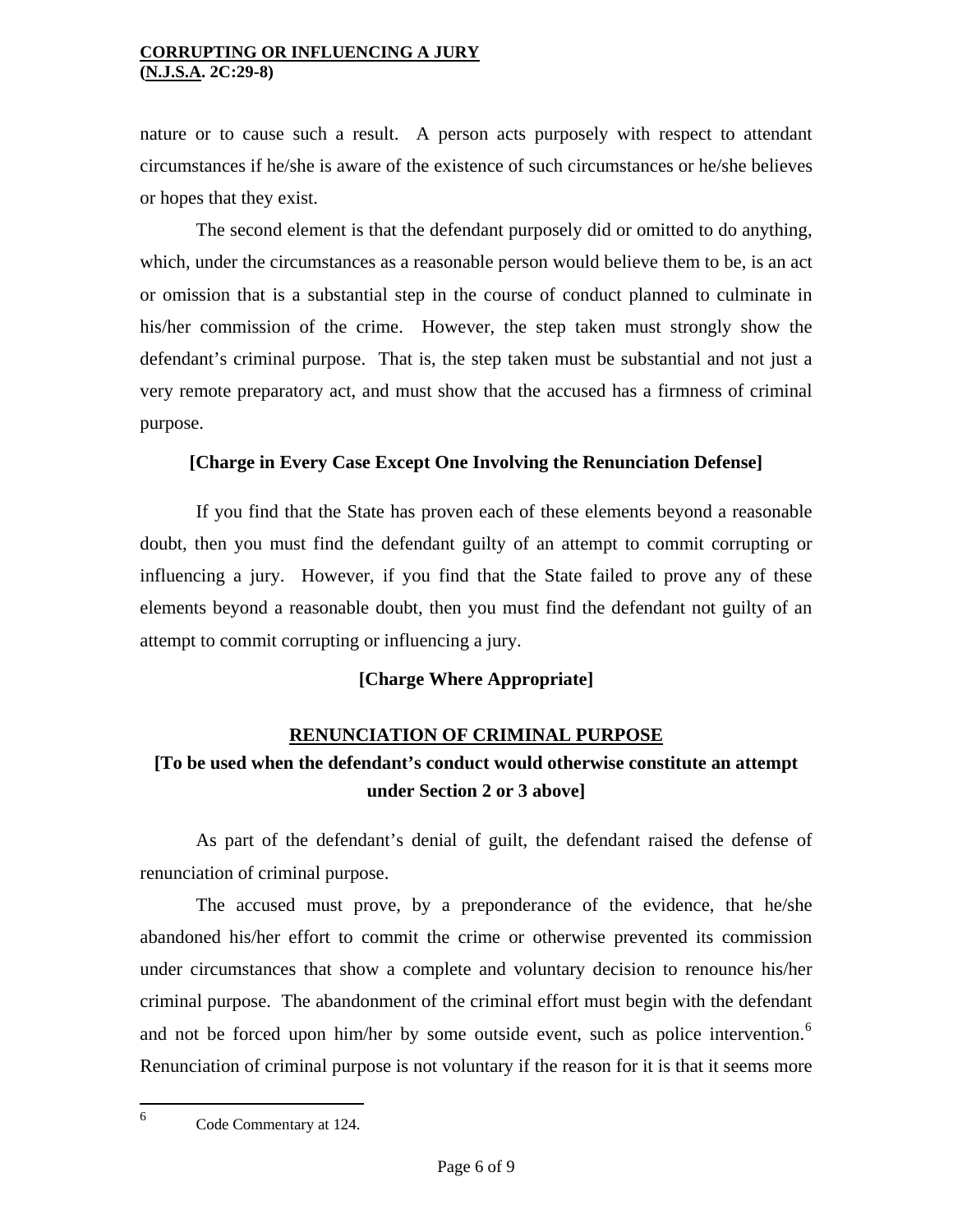nature or to cause such a result. A person acts purposely with respect to attendant circumstances if he/she is aware of the existence of such circumstances or he/she believes or hopes that they exist.

The second element is that the defendant purposely did or omitted to do anything, which, under the circumstances as a reasonable person would believe them to be, is an act or omission that is a substantial step in the course of conduct planned to culminate in his/her commission of the crime. However, the step taken must strongly show the defendant's criminal purpose. That is, the step taken must be substantial and not just a very remote preparatory act, and must show that the accused has a firmness of criminal purpose.

**[Charge in Every Case Except One Involving the Renunciation Defense]**

If you find that the State has proven each of these elements beyond a reasonable doubt, then you must find the defendant guilty of an attempt to commit corrupting or influencing a jury. However, if you find that the State failed to prove any of these elements beyond a reasonable doubt, then you must find the defendant not guilty of an attempt to commit corrupting or influencing a jury.

**[Charge Where Appropriate]**

**RENUNCIATION OF CRIMINAL PURPOSE**

**[To be used when the defendant's conduct would otherwise constitute an attempt under Section 2 or 3 above]**

As part of the defendant's denial of guilt, the defendant raised the defense of renunciation of criminal purpose.

The accused must prove, by a preponderance of the evidence, that he/she abandoned his/her effort to commit the crime or otherwise prevented its commission under circumstances that show a complete and voluntary decision to renounce his/her criminal purpose. The abandonment of the criminal effort must begin with the defendant and not be forced upon him/her by some outside event, such as police intervention.[6] Renunciation of criminal purpose is not voluntary if the reason for it is that it seems more

[6] Code Commentary at 124.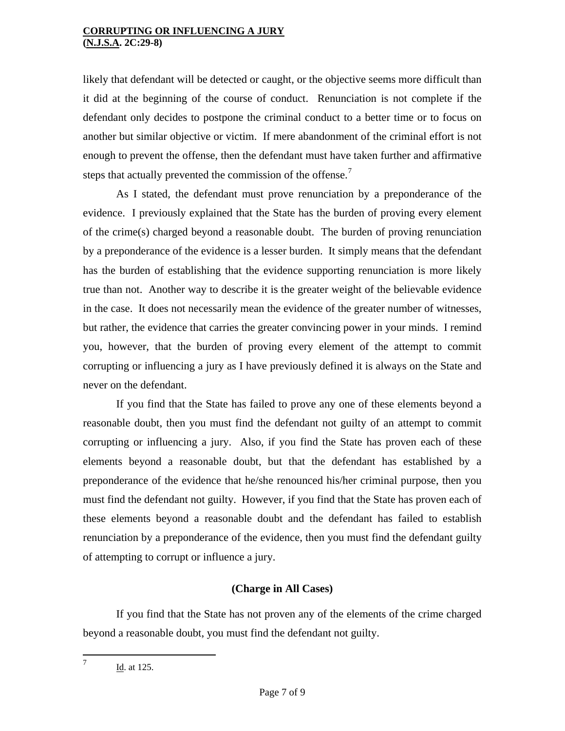likely that defendant will be detected or caught, or the objective seems more difficult than it did at the beginning of the course of conduct. Renunciation is not complete if the defendant only decides to postpone the criminal conduct to a better time or to focus on another but similar objective or victim. If mere abandonment of the criminal effort is not enough to prevent the offense, then the defendant must have taken further and affirmative steps that actually prevented the commission of the offense.[7]

As I stated, the defendant must prove renunciation by a preponderance of the evidence. I previously explained that the State has the burden of proving every element of the crime(s) charged beyond a reasonable doubt. The burden of proving renunciation by a preponderance of the evidence is a lesser burden. It simply means that the defendant has the burden of establishing that the evidence supporting renunciation is more likely true than not. Another way to describe it is the greater weight of the believable evidence in the case. It does not necessarily mean the evidence of the greater number of witnesses, but rather, the evidence that carries the greater convincing power in your minds. I remind you, however, that the burden of proving every element of the attempt to commit corrupting or influencing a jury as I have previously defined it is always on the State and never on the defendant.

If you find that the State has failed to prove any one of these elements beyond a reasonable doubt, then you must find the defendant not guilty of an attempt to commit corrupting or influencing a jury. Also, if you find the State has proven each of these elements beyond a reasonable doubt, but that the defendant has established by a preponderance of the evidence that he/she renounced his/her criminal purpose, then you must find the defendant not guilty. However, if you find that the State has proven each of these elements beyond a reasonable doubt and the defendant has failed to establish renunciation by a preponderance of the evidence, then you must find the defendant guilty of attempting to corrupt or influence a jury.

**(Charge in All Cases)**

If you find that the State has not proven any of the elements of the crime charged beyond a reasonable doubt, you must find the defendant not guilty.

---

[7] Id. at 125.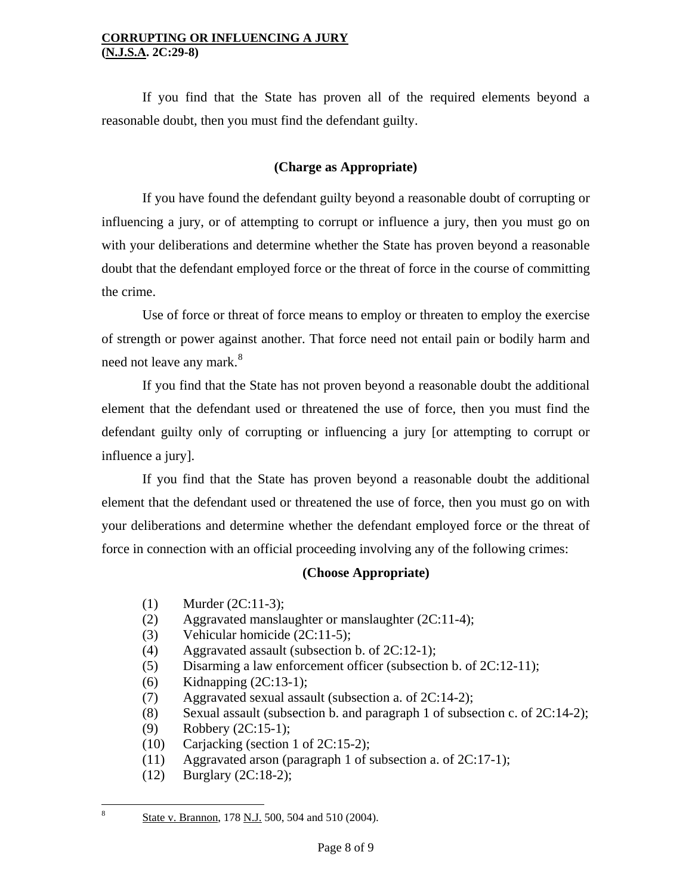If you find that the State has proven all of the required elements beyond a reasonable doubt, then you must find the defendant guilty.

**(Charge as Appropriate)**

If you have found the defendant guilty beyond a reasonable doubt of corrupting or influencing a jury, or of attempting to corrupt or influence a jury, then you must go on with your deliberations and determine whether the State has proven beyond a reasonable doubt that the defendant employed force or the threat of force in the course of committing the crime.

Use of force or threat of force means to employ or threaten to employ the exercise of strength or power against another. That force need not entail pain or bodily harm and need not leave any mark.[8]

If you find that the State has not proven beyond a reasonable doubt the additional element that the defendant used or threatened the use of force, then you must find the defendant guilty only of corrupting or influencing a jury [or attempting to corrupt or influence a jury].

If you find that the State has proven beyond a reasonable doubt the additional element that the defendant used or threatened the use of force, then you must go on with your deliberations and determine whether the defendant employed force or the threat of force in connection with an official proceeding involving any of the following crimes:

**(Choose Appropriate)**

(1) Murder (2C:11-3);
(2) Aggravated manslaughter or manslaughter (2C:11-4);
(3) Vehicular homicide (2C:11-5);
(4) Aggravated assault (subsection b. of 2C:12-1);
(5) Disarming a law enforcement officer (subsection b. of 2C:12-11);
(6) Kidnapping (2C:13-1);
(7) Aggravated sexual assault (subsection a. of 2C:14-2);
(8) Sexual assault (subsection b. and paragraph 1 of subsection c. of 2C:14-2);
(9) Robbery (2C:15-1);
(10) Carjacking (section 1 of 2C:15-2);
(11) Aggravated arson (paragraph 1 of subsection a. of 2C:17-1);
(12) Burglary (2C:18-2);

---

[8] State v. Brannon, 178 N.J. 500, 504 and 510 (2004).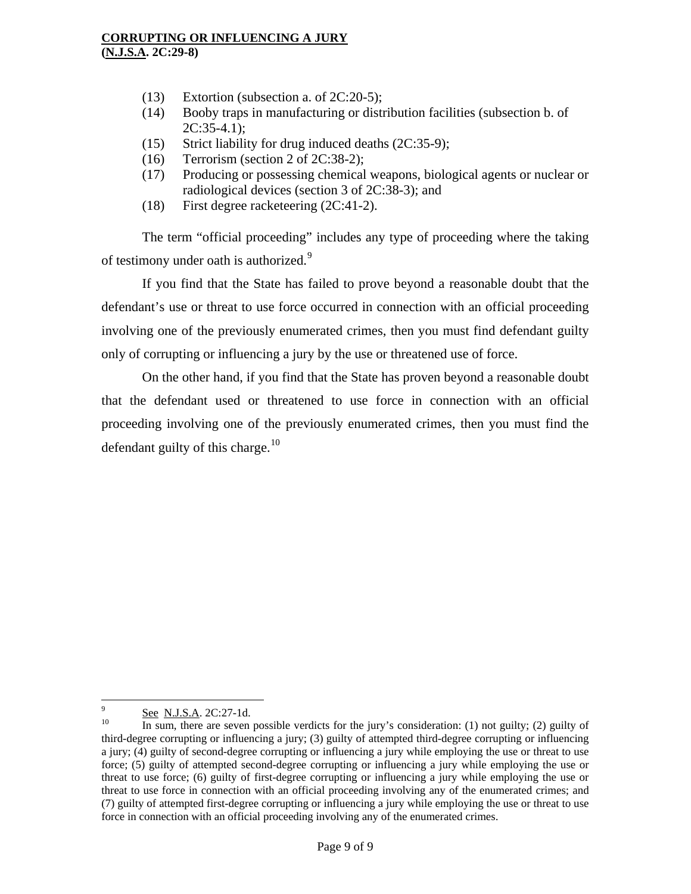(13) Extortion (subsection a. of 2C:20-5);
(14) Booby traps in manufacturing or distribution facilities (subsection b. of 2C:35-4.1);
(15) Strict liability for drug induced deaths (2C:35-9);
(16) Terrorism (section 2 of 2C:38-2);
(17) Producing or possessing chemical weapons, biological agents or nuclear or radiological devices (section 3 of 2C:38-3); and
(18) First degree racketeering (2C:41-2).

The term "official proceeding" includes any type of proceeding where the taking of testimony under oath is authorized.[9]

If you find that the State has failed to prove beyond a reasonable doubt that the defendant's use or threat to use force occurred in connection with an official proceeding involving one of the previously enumerated crimes, then you must find defendant guilty only of corrupting or influencing a jury by the use or threatened use of force.

On the other hand, if you find that the State has proven beyond a reasonable doubt that the defendant used or threatened to use force in connection with an official proceeding involving one of the previously enumerated crimes, then you must find the defendant guilty of this charge.[10]

---

[9] See N.J.S.A. 2C:27-1d.

[10] In sum, there are seven possible verdicts for the jury's consideration: (1) not guilty; (2) guilty of third-degree corrupting or influencing a jury; (3) guilty of attempted third-degree corrupting or influencing a jury; (4) guilty of second-degree corrupting or influencing a jury while employing the use or threat to use force; (5) guilty of attempted second-degree corrupting or influencing a jury while employing the use or threat to use force; (6) guilty of first-degree corrupting or influencing a jury while employing the use or threat to use force in connection with an official proceeding involving any of the enumerated crimes; and (7) guilty of attempted first-degree corrupting or influencing a jury while employing the use or threat to use force in connection with an official proceeding involving any of the enumerated crimes.